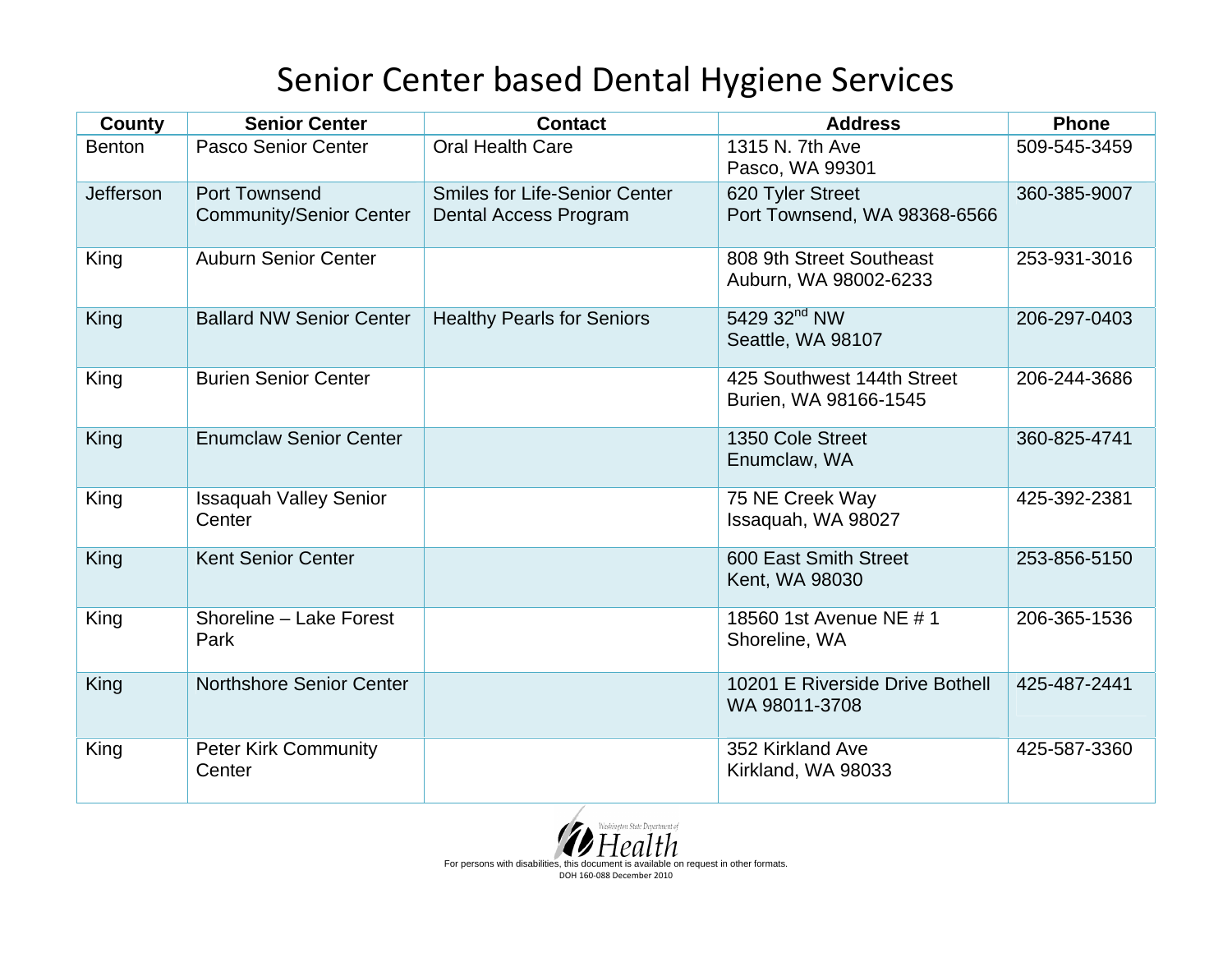# Senior Center based Dental Hygiene Services

| County | Senior Center | Contact | Address | Phone |
|---|---|---|---|---|
| Benton | Pasco Senior Center | Oral Health Care | 1315 N. 7th Ave<br>Pasco, WA 99301 | 509-545-3459 |
| Jefferson | Port Townsend Community/Senior Center | Smiles for Life-Senior Center Dental Access Program | 620 Tyler Street<br>Port Townsend, WA 98368-6566 | 360-385-9007 |
| King | Auburn Senior Center | | 808 9th Street Southeast<br>Auburn, WA 98002-6233 | 253-931-3016 |
| King | Ballard NW Senior Center | Healthy Pearls for Seniors | 5429 32nd NW<br>Seattle, WA 98107 | 206-297-0403 |
| King | Burien Senior Center | | 425 Southwest 144th Street<br>Burien, WA 98166-1545 | 206-244-3686 |
| King | Enumclaw Senior Center | | 1350 Cole Street<br>Enumclaw, WA | 360-825-4741 |
| King | Issaquah Valley Senior Center | | 75 NE Creek Way<br>Issaquah, WA 98027 | 425-392-2381 |
| King | Kent Senior Center | | 600 East Smith Street<br>Kent, WA 98030 | 253-856-5150 |
| King | Shoreline – Lake Forest Park | | 18560 1st Avenue NE # 1<br>Shoreline, WA | 206-365-1536 |
| King | Northshore Senior Center | | 10201 E Riverside Drive Bothell<br>WA 98011-3708 | 425-487-2441 |
| King | Peter Kirk Community Center | | 352 Kirkland Ave<br>Kirkland, WA 98033 | 425-587-3360 |

Washington State Department of Health

For persons with disabilities, this document is available on request in other formats.

DOH 160-088 December 2010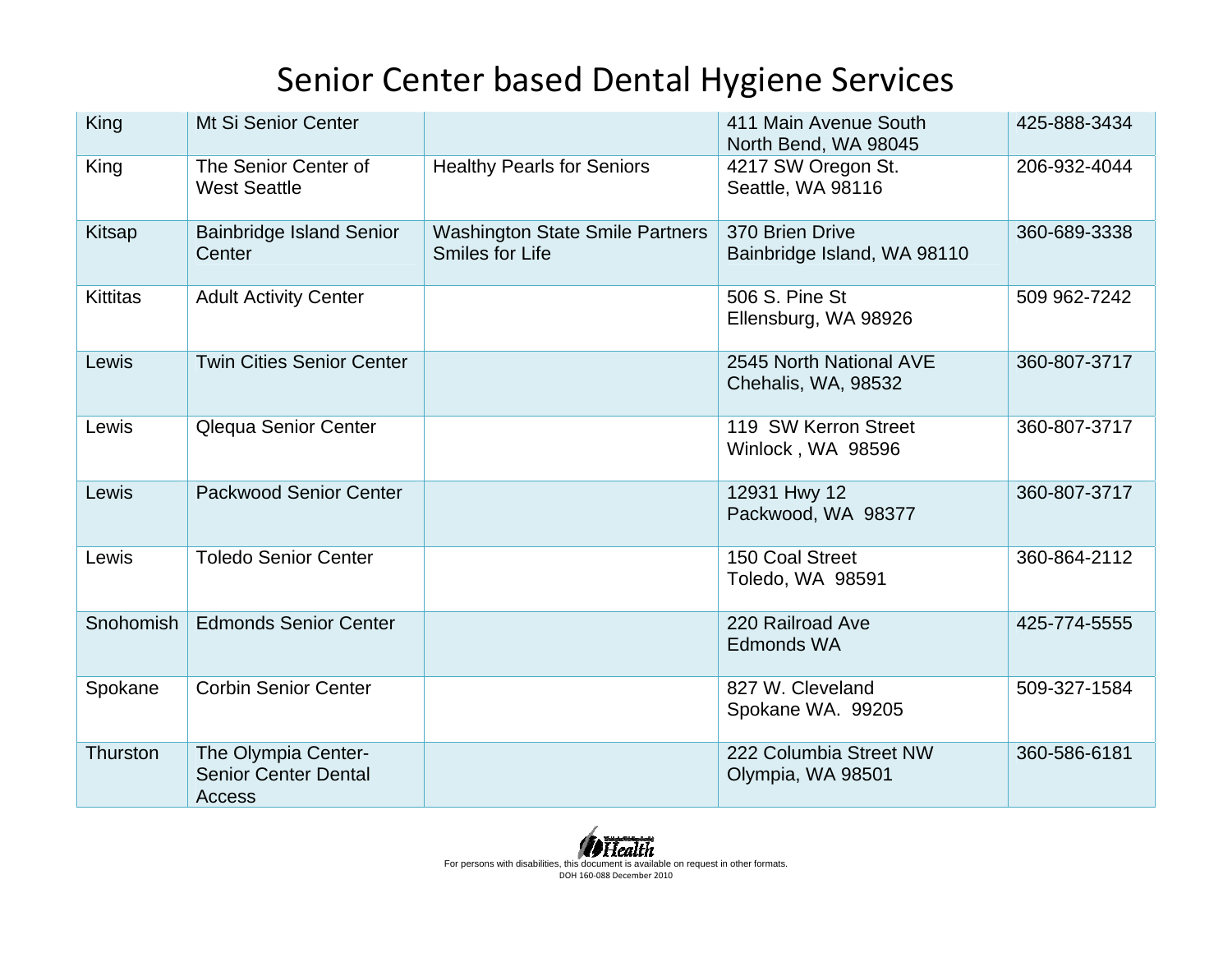# Senior Center based Dental Hygiene Services

| | | | | |
|---|---|---|---|---|
| King | Mt Si Senior Center | | 411 Main Avenue South<br>North Bend, WA 98045 | 425-888-3434 |
| King | The Senior Center of West Seattle | Healthy Pearls for Seniors | 4217 SW Oregon St.<br>Seattle, WA 98116 | 206-932-4044 |
| Kitsap | Bainbridge Island Senior Center | Washington State Smile Partners<br>Smiles for Life | 370 Brien Drive<br>Bainbridge Island, WA 98110 | 360-689-3338 |
| Kittitas | Adult Activity Center | | 506 S. Pine St<br>Ellensburg, WA 98926 | 509 962-7242 |
| Lewis | Twin Cities Senior Center | | 2545 North National AVE<br>Chehalis, WA, 98532 | 360-807-3717 |
| Lewis | Qlequa Senior Center | | 119 SW Kerron Street<br>Winlock , WA 98596 | 360-807-3717 |
| Lewis | Packwood Senior Center | | 12931 Hwy 12<br>Packwood, WA 98377 | 360-807-3717 |
| Lewis | Toledo Senior Center | | 150 Coal Street<br>Toledo, WA 98591 | 360-864-2112 |
| Snohomish | Edmonds Senior Center | | 220 Railroad Ave<br>Edmonds WA | 425-774-5555 |
| Spokane | Corbin Senior Center | | 827 W. Cleveland<br>Spokane WA. 99205 | 509-327-1584 |
| Thurston | The Olympia Center-Senior Center Dental Access | | 222 Columbia Street NW<br>Olympia, WA 98501 | 360-586-6181 |

For persons with disabilities, this document is available on request in other formats.
DOH 160-088 December 2010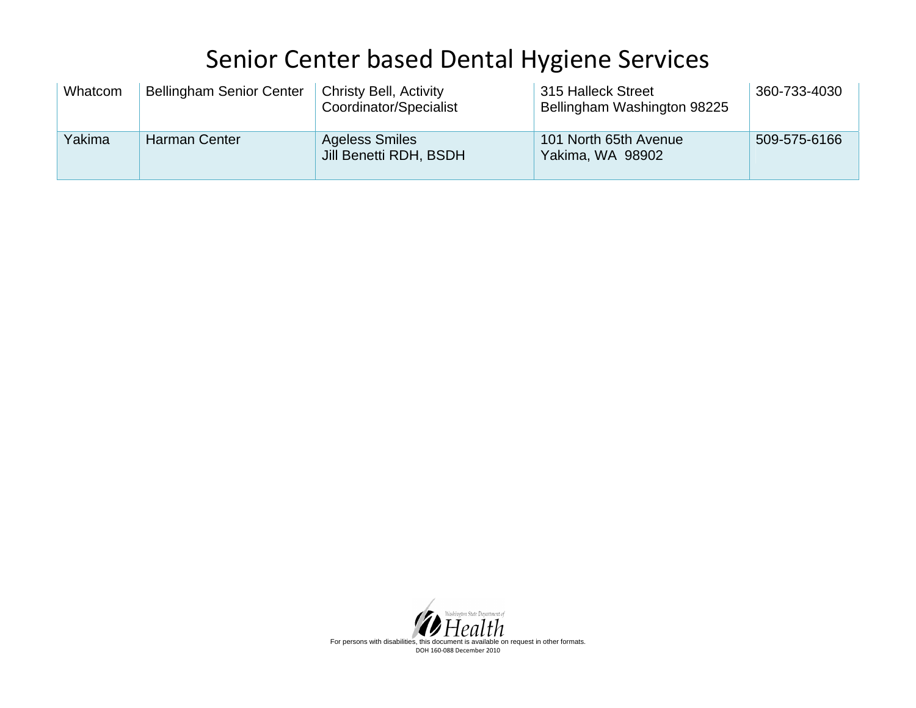# Senior Center based Dental Hygiene Services

| | | | | |
|---|---|---|---|---|
| Whatcom | Bellingham Senior Center | Christy Bell, Activity Coordinator/Specialist | 315 Halleck Street<br>Bellingham Washington 98225 | 360-733-4030 |
| Yakima | Harman Center | Ageless Smiles<br>Jill Benetti RDH, BSDH | 101 North 65th Avenue<br>Yakima, WA 98902 | 509-575-6166 |

Washington State Department of Health

For persons with disabilities, this document is available on request in other formats.

DOH 160-088 December 2010